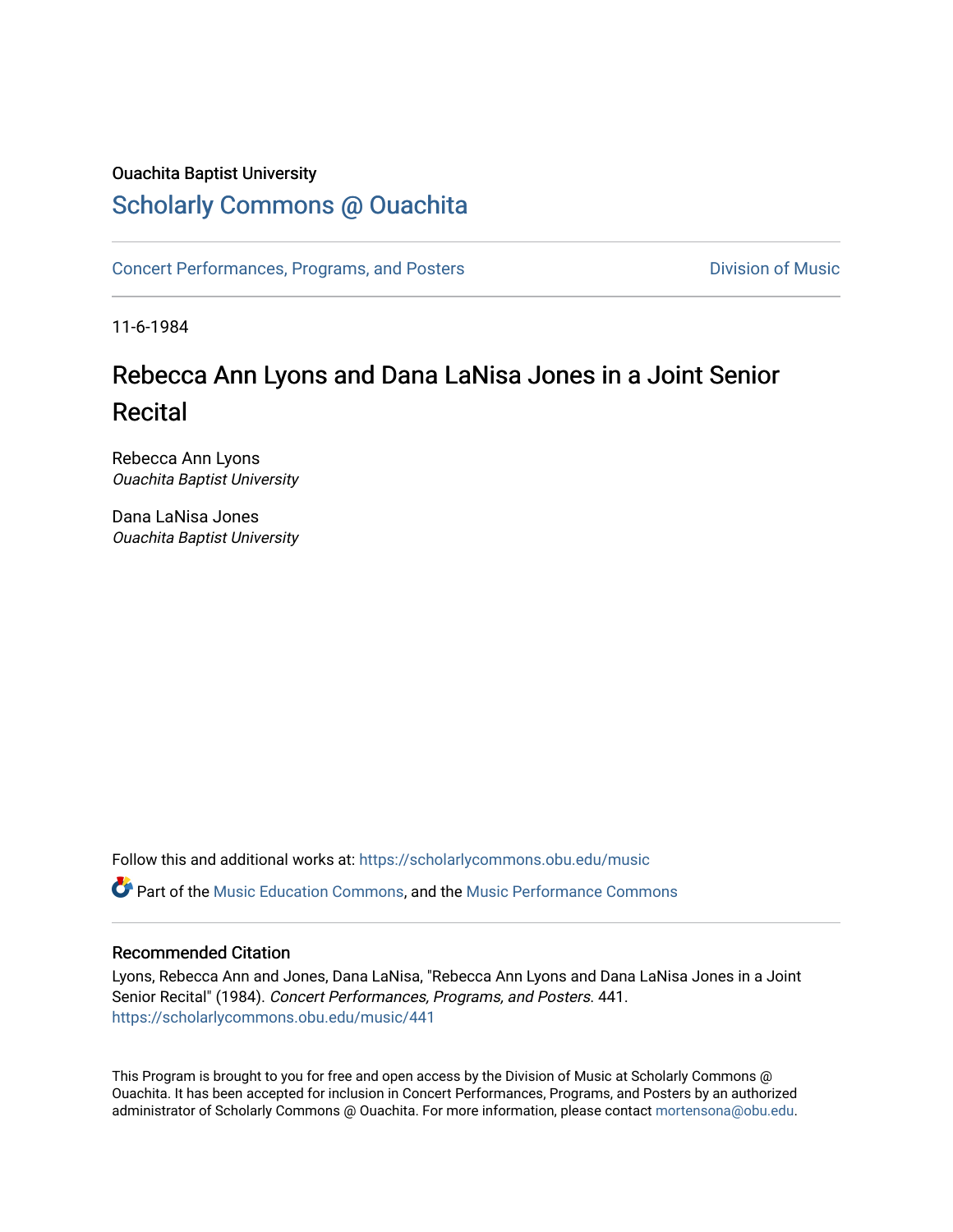Ouachita Baptist University

# Scholarly Commons @ Ouachita

Concert Performances, Programs, and Posters — Division of Music

11-6-1984

## Rebecca Ann Lyons and Dana LaNisa Jones in a Joint Senior Recital

Rebecca Ann Lyons
*Ouachita Baptist University*

Dana LaNisa Jones
*Ouachita Baptist University*

Follow this and additional works at: https://scholarlycommons.obu.edu/music

Part of the Music Education Commons, and the Music Performance Commons

### Recommended Citation

Lyons, Rebecca Ann and Jones, Dana LaNisa, "Rebecca Ann Lyons and Dana LaNisa Jones in a Joint Senior Recital" (1984). *Concert Performances, Programs, and Posters*. 441.
https://scholarlycommons.obu.edu/music/441

This Program is brought to you for free and open access by the Division of Music at Scholarly Commons @ Ouachita. It has been accepted for inclusion in Concert Performances, Programs, and Posters by an authorized administrator of Scholarly Commons @ Ouachita. For more information, please contact mortensona@obu.edu.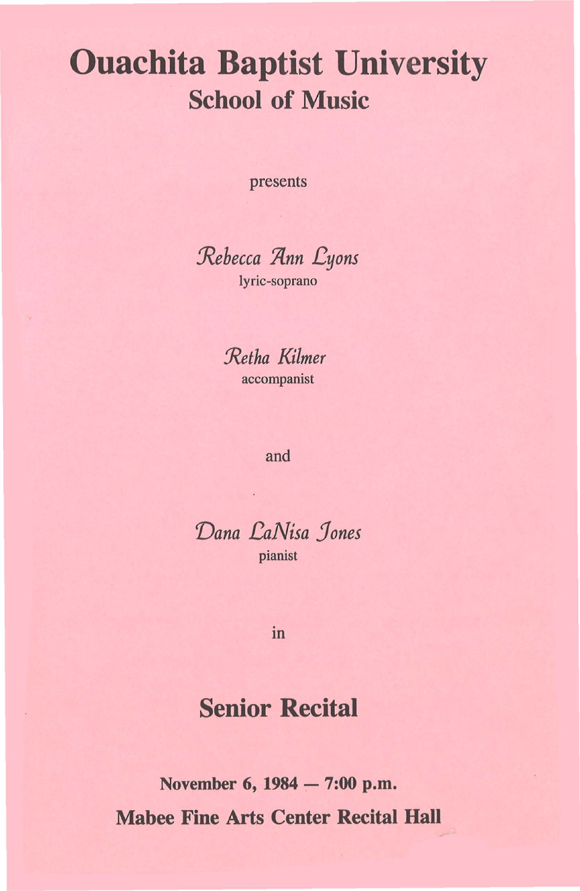# Ouachita Baptist University

## School of Music

presents

*Rebecca Ann Lyons*

lyric-soprano

*Retha Kilmer*

accompanist

and

*Dana LaNisa Jones*

pianist

in

## Senior Recital

**November 6, 1984 — 7:00 p.m.**

**Mabee Fine Arts Center Recital Hall**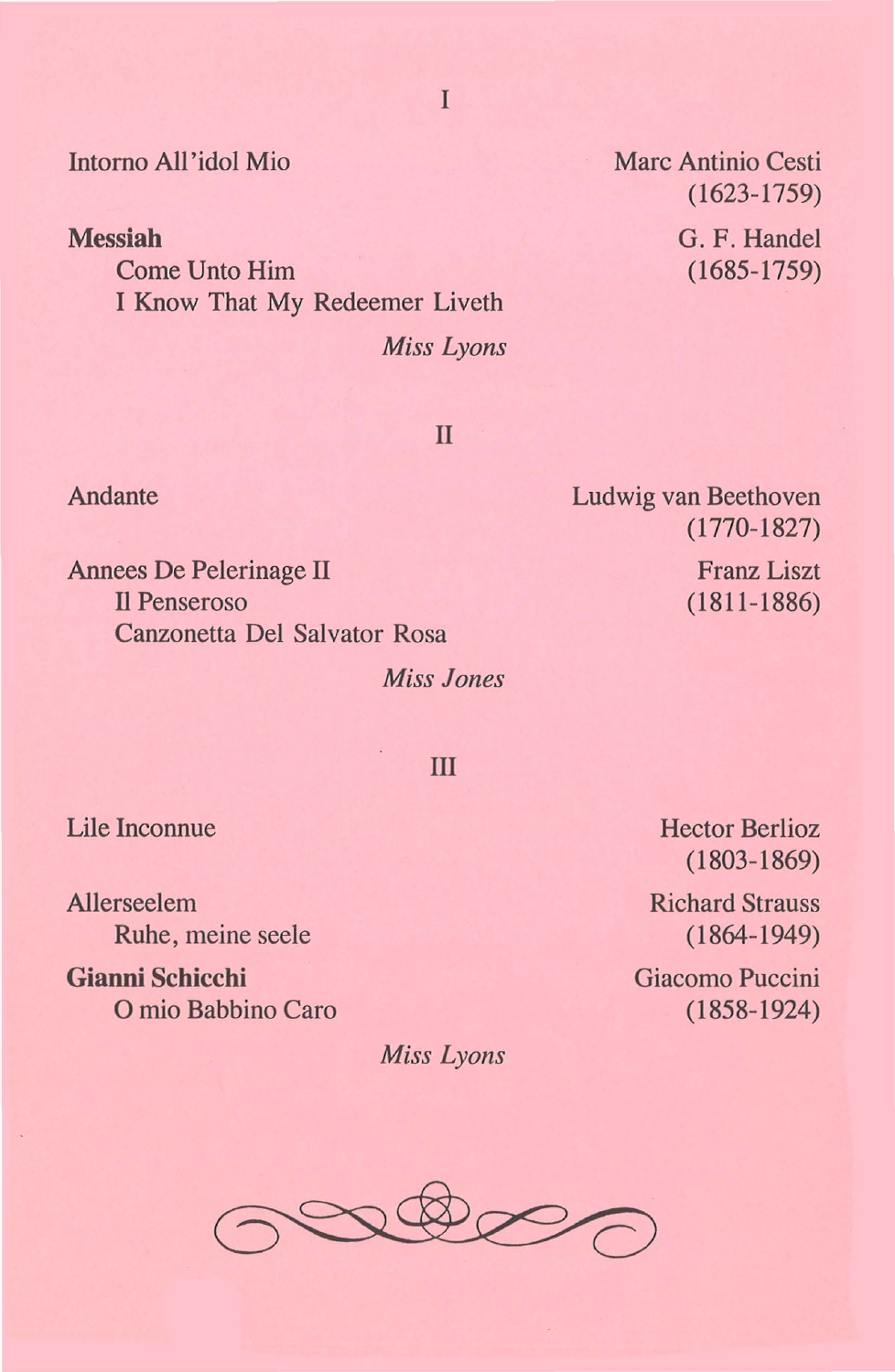## I

Intorno All'idol Mio — Marc Antinio Cesti (1623-1759)

**Messiah** — G. F. Handel (1685-1759)

- Come Unto Him
- I Know That My Redeemer Liveth

*Miss Lyons*

## II

Andante — Ludwig van Beethoven (1770-1827)

Annees De Pelerinage II — Franz Liszt (1811-1886)

- Il Penseroso
- Canzonetta Del Salvator Rosa

*Miss Jones*

## III

Lile Inconnue — Hector Berlioz (1803-1869)

Allerseelem — Richard Strauss (1864-1949)

- Ruhe, meine seele

**Gianni Schicchi** — Giacomo Puccini (1858-1924)

- O mio Babbino Caro

*Miss Lyons*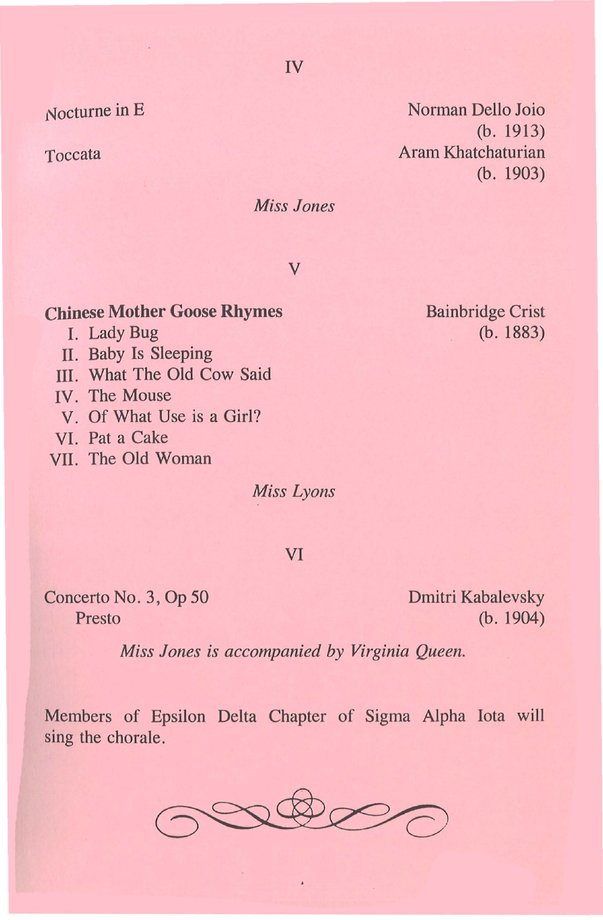IV

Nocturne in E — Norman Dello Joio (b. 1913)

Toccata — Aram Khatchaturian (b. 1903)

*Miss Jones*

V

**Chinese Mother Goose Rhymes** — Bainbridge Crist (b. 1883)

I. Lady Bug
II. Baby Is Sleeping
III. What The Old Cow Said
IV. The Mouse
V. Of What Use is a Girl?
VI. Pat a Cake
VII. The Old Woman

*Miss Lyons*

VI

Concerto No. 3, Op 50 — Dmitri Kabalevsky (b. 1904)
Presto

*Miss Jones is accompanied by Virginia Queen.*

Members of Epsilon Delta Chapter of Sigma Alpha Iota will sing the chorale.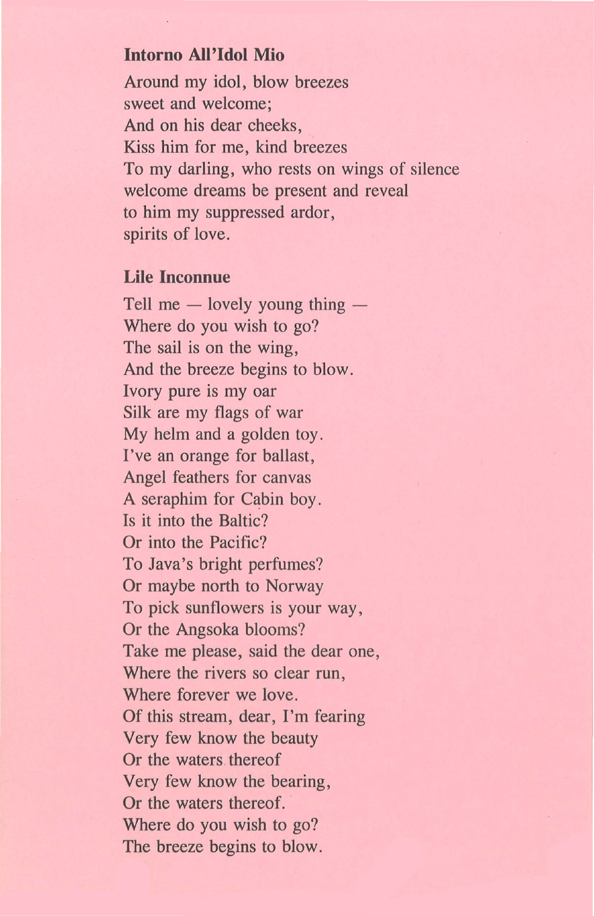**Intorno All'Idol Mio**

Around my idol, blow breezes
sweet and welcome;
And on his dear cheeks,
Kiss him for me, kind breezes
To my darling, who rests on wings of silence
welcome dreams be present and reveal
to him my suppressed ardor,
spirits of love.

**Lile Inconnue**

Tell me — lovely young thing —
Where do you wish to go?
The sail is on the wing,
And the breeze begins to blow.
Ivory pure is my oar
Silk are my flags of war
My helm and a golden toy.
I've an orange for ballast,
Angel feathers for canvas
A seraphim for Cabin boy.
Is it into the Baltic?
Or into the Pacific?
To Java's bright perfumes?
Or maybe north to Norway
To pick sunflowers is your way,
Or the Angsoka blooms?
Take me please, said the dear one,
Where the rivers so clear run,
Where forever we love.
Of this stream, dear, I'm fearing
Very few know the beauty
Or the waters thereof
Very few know the bearing,
Or the waters thereof.
Where do you wish to go?
The breeze begins to blow.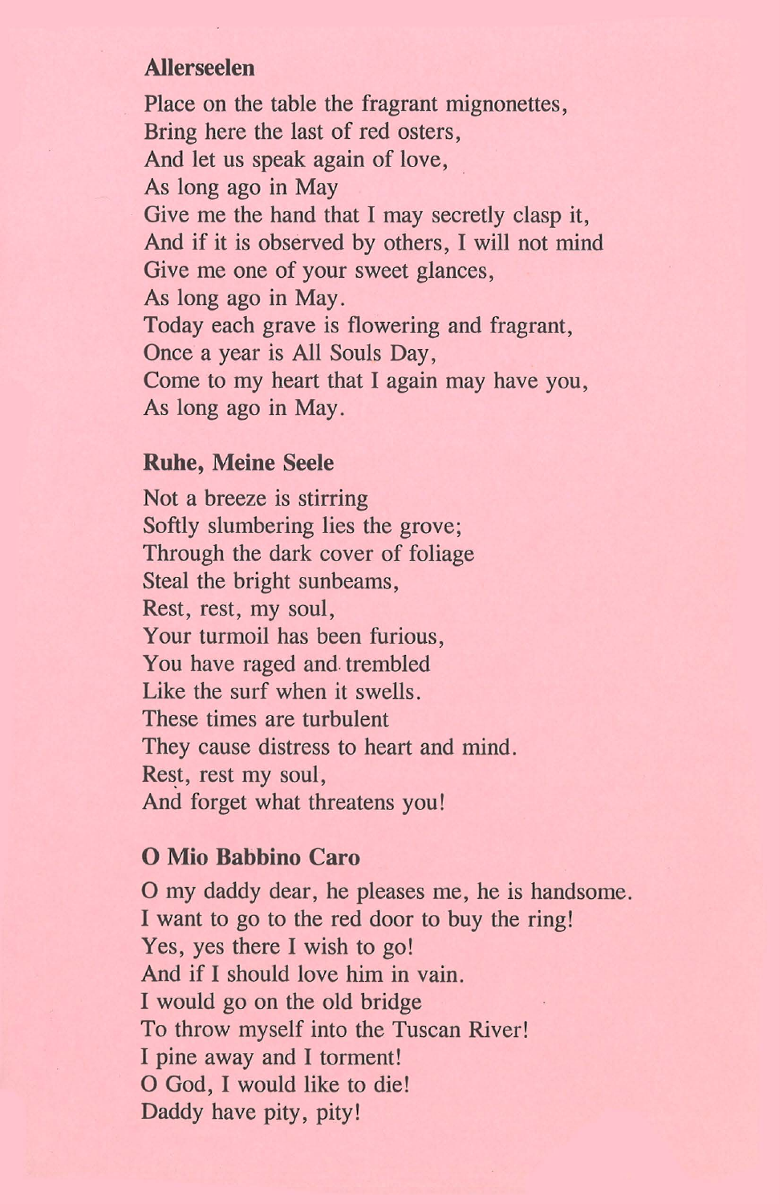### Allerseelen

Place on the table the fragrant mignonettes,
Bring here the last of red osters,
And let us speak again of love,
As long ago in May
Give me the hand that I may secretly clasp it,
And if it is observed by others, I will not mind
Give me one of your sweet glances,
As long ago in May.
Today each grave is flowering and fragrant,
Once a year is All Souls Day,
Come to my heart that I again may have you,
As long ago in May.

### Ruhe, Meine Seele

Not a breeze is stirring
Softly slumbering lies the grove;
Through the dark cover of foliage
Steal the bright sunbeams,
Rest, rest, my soul,
Your turmoil has been furious,
You have raged and trembled
Like the surf when it swells.
These times are turbulent
They cause distress to heart and mind.
Rest, rest my soul,
And forget what threatens you!

### O Mio Babbino Caro

O my daddy dear, he pleases me, he is handsome.
I want to go to the red door to buy the ring!
Yes, yes there I wish to go!
And if I should love him in vain.
I would go on the old bridge
To throw myself into the Tuscan River!
I pine away and I torment!
O God, I would like to die!
Daddy have pity, pity!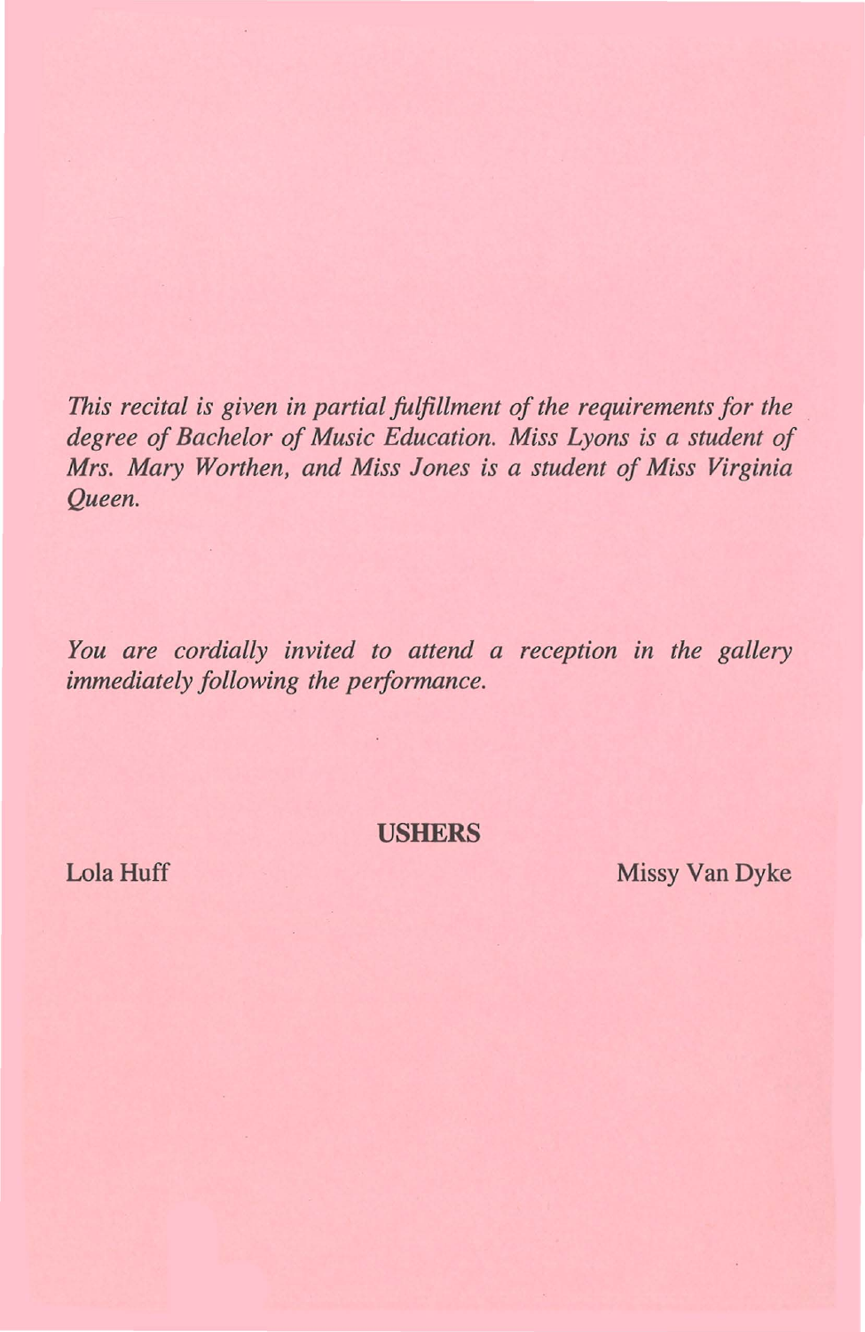*This recital is given in partial fulfillment of the requirements for the degree of Bachelor of Music Education. Miss Lyons is a student of Mrs. Mary Worthen, and Miss Jones is a student of Miss Virginia Queen.*

*You are cordially invited to attend a reception in the gallery immediately following the performance.*

**USHERS**

Lola Huff

Missy Van Dyke